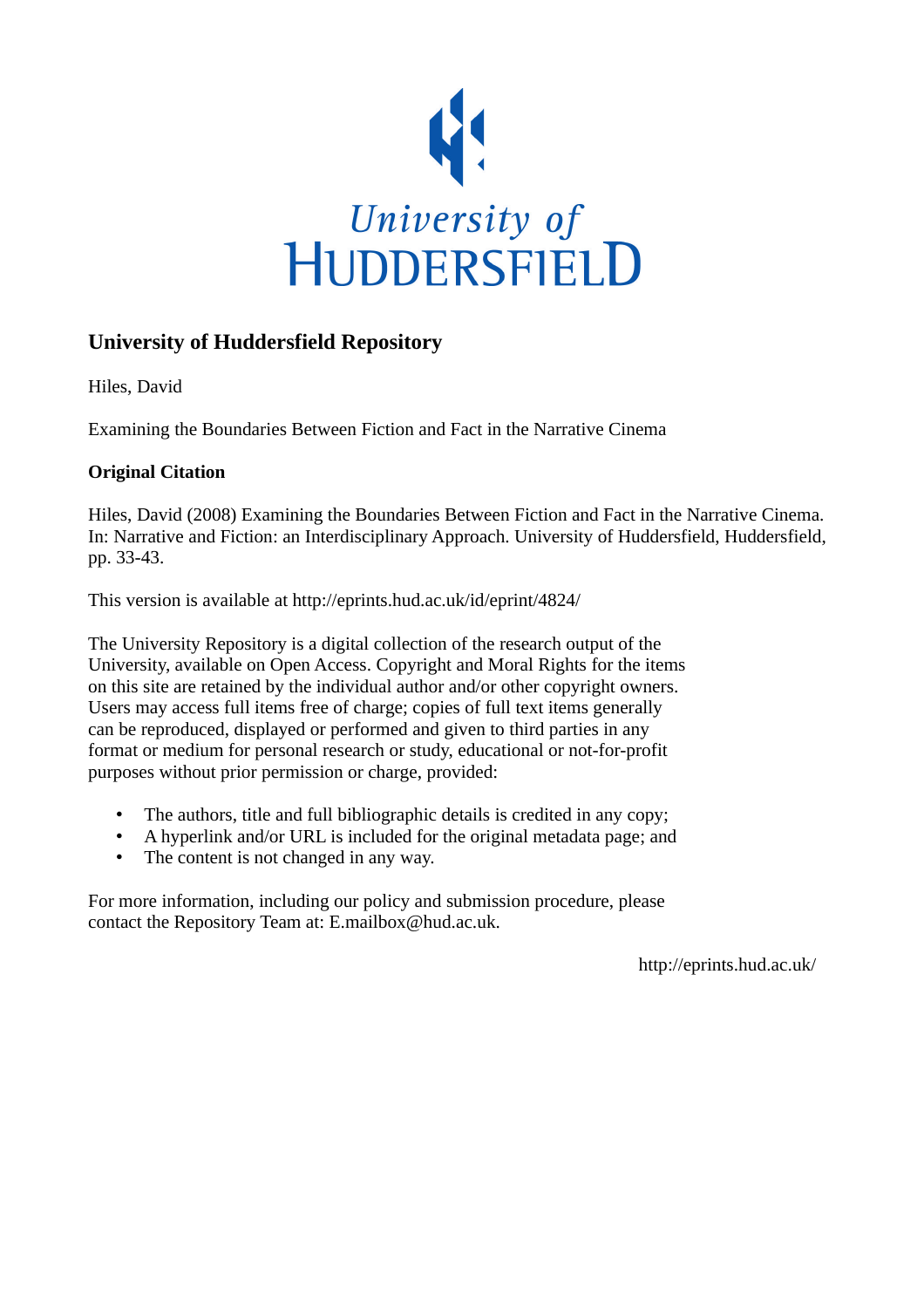University of HUDDERSFIELD

# University of Huddersfield Repository

Hiles, David

Examining the Boundaries Between Fiction and Fact in the Narrative Cinema

**Original Citation**

Hiles, David (2008) Examining the Boundaries Between Fiction and Fact in the Narrative Cinema. In: Narrative and Fiction: an Interdisciplinary Approach. University of Huddersfield, Huddersfield, pp. 33-43.

This version is available at http://eprints.hud.ac.uk/id/eprint/4824/

The University Repository is a digital collection of the research output of the University, available on Open Access. Copyright and Moral Rights for the items on this site are retained by the individual author and/or other copyright owners. Users may access full items free of charge; copies of full text items generally can be reproduced, displayed or performed and given to third parties in any format or medium for personal research or study, educational or not-for-profit purposes without prior permission or charge, provided:

- The authors, title and full bibliographic details is credited in any copy;
- A hyperlink and/or URL is included for the original metadata page; and
- The content is not changed in any way.

For more information, including our policy and submission procedure, please contact the Repository Team at: E.mailbox@hud.ac.uk.

http://eprints.hud.ac.uk/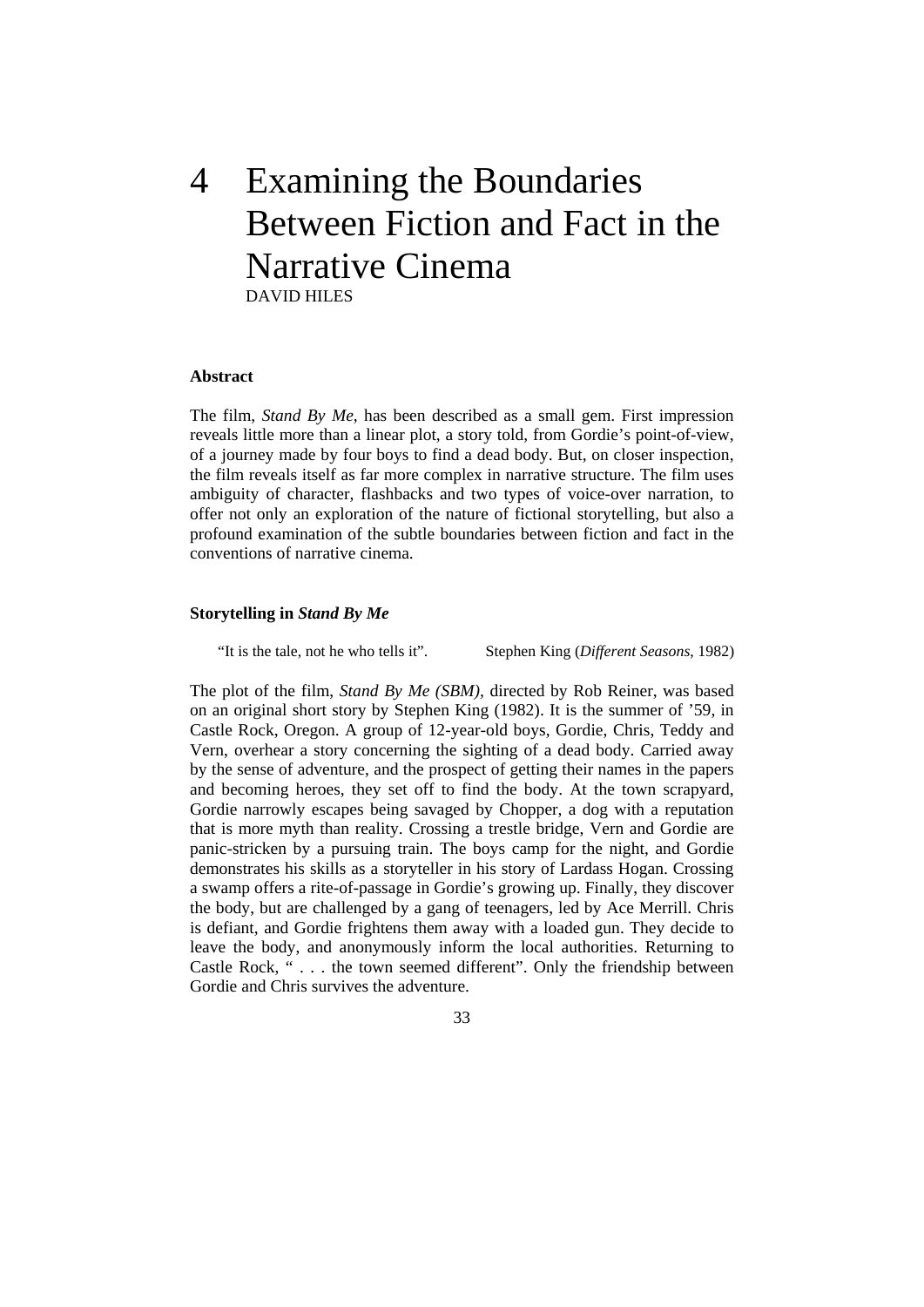# 4 Examining the Boundaries Between Fiction and Fact in the Narrative Cinema

DAVID HILES

### Abstract

The film, *Stand By Me*, has been described as a small gem. First impression reveals little more than a linear plot, a story told, from Gordie's point-of-view, of a journey made by four boys to find a dead body. But, on closer inspection, the film reveals itself as far more complex in narrative structure. The film uses ambiguity of character, flashbacks and two types of voice-over narration, to offer not only an exploration of the nature of fictional storytelling, but also a profound examination of the subtle boundaries between fiction and fact in the conventions of narrative cinema.

### Storytelling in *Stand By Me*

> "It is the tale, not he who tells it". Stephen King (*Different Seasons*, 1982)

The plot of the film, *Stand By Me (SBM)*, directed by Rob Reiner, was based on an original short story by Stephen King (1982). It is the summer of '59, in Castle Rock, Oregon. A group of 12-year-old boys, Gordie, Chris, Teddy and Vern, overhear a story concerning the sighting of a dead body. Carried away by the sense of adventure, and the prospect of getting their names in the papers and becoming heroes, they set off to find the body. At the town scrapyard, Gordie narrowly escapes being savaged by Chopper, a dog with a reputation that is more myth than reality. Crossing a trestle bridge, Vern and Gordie are panic-stricken by a pursuing train. The boys camp for the night, and Gordie demonstrates his skills as a storyteller in his story of Lardass Hogan. Crossing a swamp offers a rite-of-passage in Gordie's growing up. Finally, they discover the body, but are challenged by a gang of teenagers, led by Ace Merrill. Chris is defiant, and Gordie frightens them away with a loaded gun. They decide to leave the body, and anonymously inform the local authorities. Returning to Castle Rock, " . . . the town seemed different". Only the friendship between Gordie and Chris survives the adventure.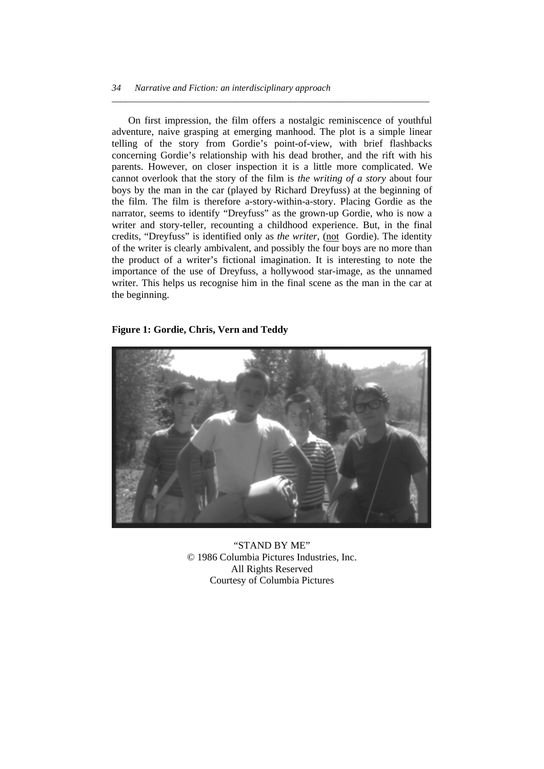On first impression, the film offers a nostalgic reminiscence of youthful adventure, naive grasping at emerging manhood. The plot is a simple linear telling of the story from Gordie's point-of-view, with brief flashbacks concerning Gordie's relationship with his dead brother, and the rift with his parents. However, on closer inspection it is a little more complicated. We cannot overlook that the story of the film is *the writing of a story* about four boys by the man in the car (played by Richard Dreyfuss) at the beginning of the film. The film is therefore a-story-within-a-story. Placing Gordie as the narrator, seems to identify "Dreyfuss" as the grown-up Gordie, who is now a writer and story-teller, recounting a childhood experience. But, in the final credits, "Dreyfuss" is identified only as *the writer*, (not Gordie). The identity of the writer is clearly ambivalent, and possibly the four boys are no more than the product of a writer's fictional imagination. It is interesting to note the importance of the use of Dreyfuss, a hollywood star-image, as the unnamed writer. This helps us recognise him in the final scene as the man in the car at the beginning.

**Figure 1: Gordie, Chris, Vern and Teddy**

"STAND BY ME"
© 1986 Columbia Pictures Industries, Inc.
All Rights Reserved
Courtesy of Columbia Pictures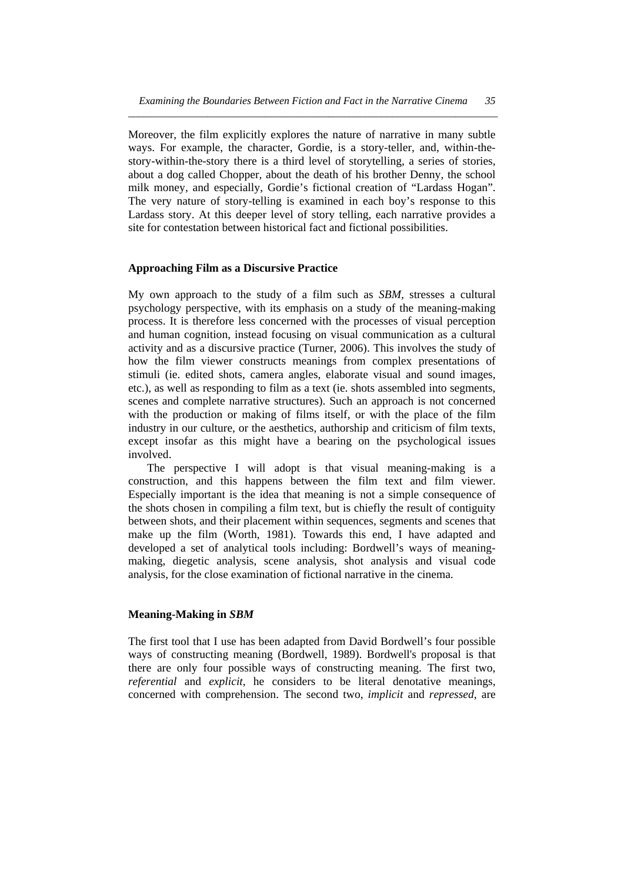Moreover, the film explicitly explores the nature of narrative in many subtle ways. For example, the character, Gordie, is a story-teller, and, within-the-story-within-the-story there is a third level of storytelling, a series of stories, about a dog called Chopper, about the death of his brother Denny, the school milk money, and especially, Gordie's fictional creation of "Lardass Hogan". The very nature of story-telling is examined in each boy's response to this Lardass story. At this deeper level of story telling, each narrative provides a site for contestation between historical fact and fictional possibilities.

## Approaching Film as a Discursive Practice

My own approach to the study of a film such as *SBM*, stresses a cultural psychology perspective, with its emphasis on a study of the meaning-making process. It is therefore less concerned with the processes of visual perception and human cognition, instead focusing on visual communication as a cultural activity and as a discursive practice (Turner, 2006). This involves the study of how the film viewer constructs meanings from complex presentations of stimuli (ie. edited shots, camera angles, elaborate visual and sound images, etc.), as well as responding to film as a text (ie. shots assembled into segments, scenes and complete narrative structures). Such an approach is not concerned with the production or making of films itself, or with the place of the film industry in our culture, or the aesthetics, authorship and criticism of film texts, except insofar as this might have a bearing on the psychological issues involved.

The perspective I will adopt is that visual meaning-making is a construction, and this happens between the film text and film viewer. Especially important is the idea that meaning is not a simple consequence of the shots chosen in compiling a film text, but is chiefly the result of contiguity between shots, and their placement within sequences, segments and scenes that make up the film (Worth, 1981). Towards this end, I have adapted and developed a set of analytical tools including: Bordwell's ways of meaning-making, diegetic analysis, scene analysis, shot analysis and visual code analysis, for the close examination of fictional narrative in the cinema.

## Meaning-Making in *SBM*

The first tool that I use has been adapted from David Bordwell's four possible ways of constructing meaning (Bordwell, 1989). Bordwell's proposal is that there are only four possible ways of constructing meaning. The first two, *referential* and *explicit*, he considers to be literal denotative meanings, concerned with comprehension. The second two, *implicit* and *repressed*, are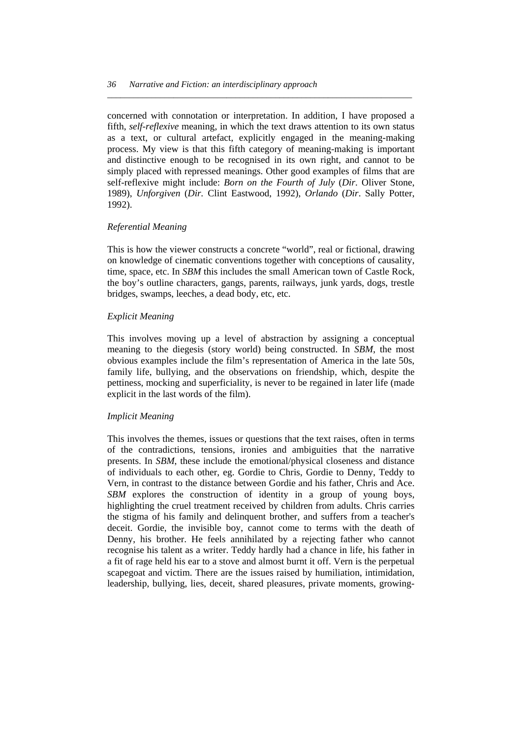concerned with connotation or interpretation. In addition, I have proposed a fifth, *self-reflexive* meaning, in which the text draws attention to its own status as a text, or cultural artefact, explicitly engaged in the meaning-making process. My view is that this fifth category of meaning-making is important and distinctive enough to be recognised in its own right, and cannot to be simply placed with repressed meanings. Other good examples of films that are self-reflexive might include: *Born on the Fourth of July* (*Dir*. Oliver Stone, 1989), *Unforgiven* (*Dir.* Clint Eastwood, 1992), *Orlando* (*Dir*. Sally Potter, 1992).

### *Referential Meaning*

This is how the viewer constructs a concrete "world", real or fictional, drawing on knowledge of cinematic conventions together with conceptions of causality, time, space, etc. In *SBM* this includes the small American town of Castle Rock, the boy's outline characters, gangs, parents, railways, junk yards, dogs, trestle bridges, swamps, leeches, a dead body, etc, etc.

### *Explicit Meaning*

This involves moving up a level of abstraction by assigning a conceptual meaning to the diegesis (story world) being constructed. In *SBM*, the most obvious examples include the film's representation of America in the late 50s, family life, bullying, and the observations on friendship, which, despite the pettiness, mocking and superficiality, is never to be regained in later life (made explicit in the last words of the film).

### *Implicit Meaning*

This involves the themes, issues or questions that the text raises, often in terms of the contradictions, tensions, ironies and ambiguities that the narrative presents. In *SBM*, these include the emotional/physical closeness and distance of individuals to each other, eg. Gordie to Chris, Gordie to Denny, Teddy to Vern, in contrast to the distance between Gordie and his father, Chris and Ace. *SBM* explores the construction of identity in a group of young boys, highlighting the cruel treatment received by children from adults. Chris carries the stigma of his family and delinquent brother, and suffers from a teacher's deceit. Gordie, the invisible boy, cannot come to terms with the death of Denny, his brother. He feels annihilated by a rejecting father who cannot recognise his talent as a writer. Teddy hardly had a chance in life, his father in a fit of rage held his ear to a stove and almost burnt it off. Vern is the perpetual scapegoat and victim. There are the issues raised by humiliation, intimidation, leadership, bullying, lies, deceit, shared pleasures, private moments, growing-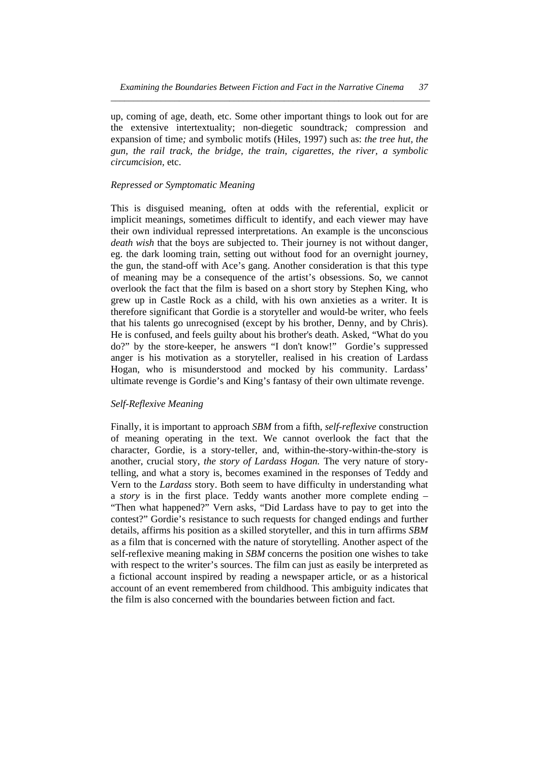up, coming of age, death, etc. Some other important things to look out for are the extensive intertextuality; non-diegetic soundtrack*;* compression and expansion of time*;* and symbolic motifs (Hiles, 1997) such as: *the tree hut, the gun, the rail track, the bridge, the train, cigarettes, the river, a symbolic circumcision*, etc.

### *Repressed or Symptomatic Meaning*

This is disguised meaning, often at odds with the referential, explicit or implicit meanings, sometimes difficult to identify, and each viewer may have their own individual repressed interpretations. An example is the unconscious *death wish* that the boys are subjected to. Their journey is not without danger, eg. the dark looming train, setting out without food for an overnight journey, the gun, the stand-off with Ace's gang. Another consideration is that this type of meaning may be a consequence of the artist's obsessions. So, we cannot overlook the fact that the film is based on a short story by Stephen King, who grew up in Castle Rock as a child, with his own anxieties as a writer. It is therefore significant that Gordie is a storyteller and would-be writer, who feels that his talents go unrecognised (except by his brother, Denny, and by Chris). He is confused, and feels guilty about his brother's death. Asked, "What do you do?" by the store-keeper, he answers "I don't know!" Gordie's suppressed anger is his motivation as a storyteller, realised in his creation of Lardass Hogan, who is misunderstood and mocked by his community. Lardass' ultimate revenge is Gordie's and King's fantasy of their own ultimate revenge.

### *Self-Reflexive Meaning*

Finally, it is important to approach *SBM* from a fifth, *self-reflexive* construction of meaning operating in the text. We cannot overlook the fact that the character, Gordie, is a story-teller, and, within-the-story-within-the-story is another, crucial story, *the story of Lardass Hogan.* The very nature of story-telling, and what a story is, becomes examined in the responses of Teddy and Vern to the *Lardass* story. Both seem to have difficulty in understanding what a *story* is in the first place. Teddy wants another more complete ending – "Then what happened?" Vern asks, "Did Lardass have to pay to get into the contest?" Gordie's resistance to such requests for changed endings and further details, affirms his position as a skilled storyteller, and this in turn affirms *SBM* as a film that is concerned with the nature of storytelling. Another aspect of the self-reflexive meaning making in *SBM* concerns the position one wishes to take with respect to the writer's sources. The film can just as easily be interpreted as a fictional account inspired by reading a newspaper article, or as a historical account of an event remembered from childhood. This ambiguity indicates that the film is also concerned with the boundaries between fiction and fact.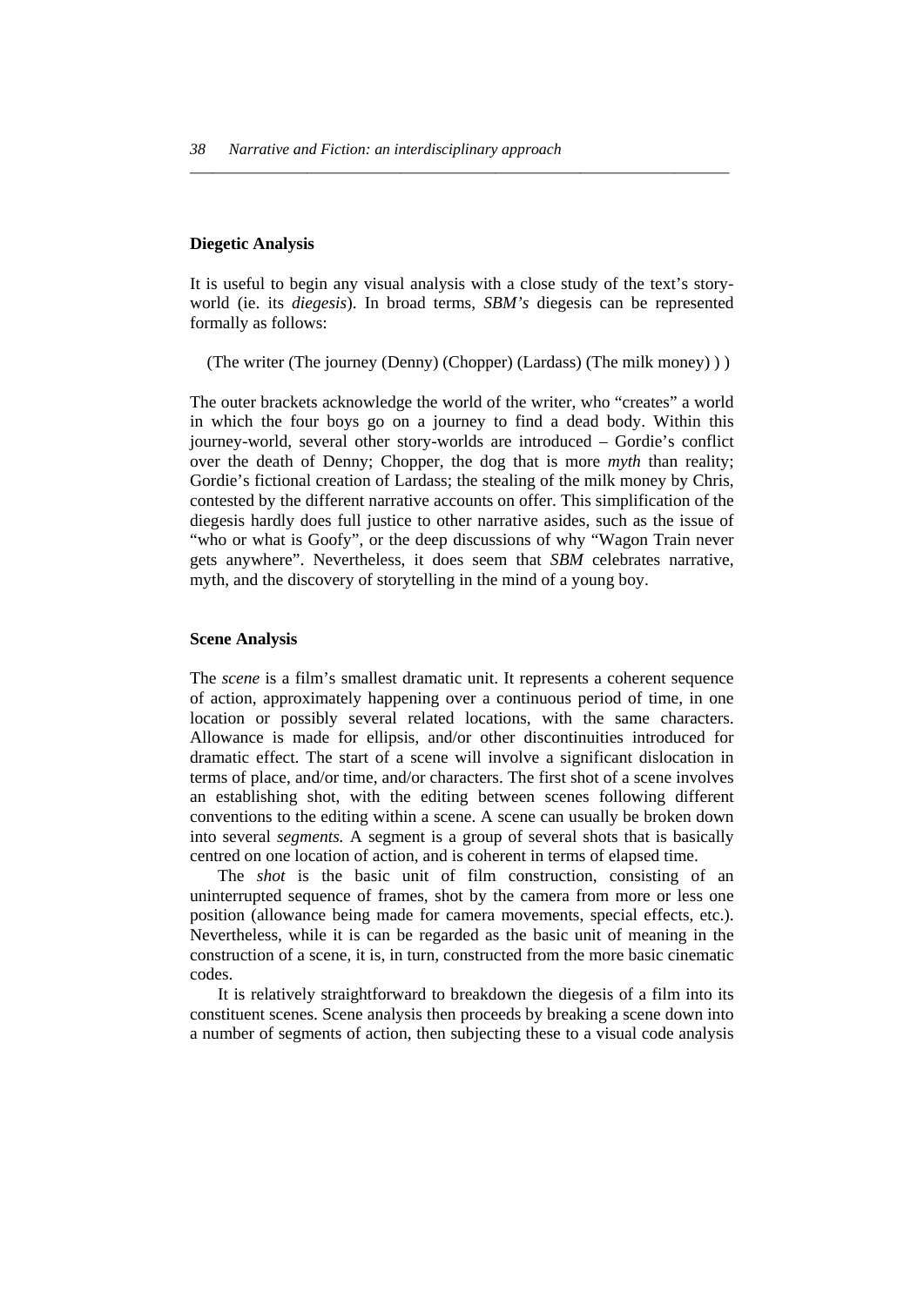**Diegetic Analysis**

It is useful to begin any visual analysis with a close study of the text's story-world (ie. its *diegesis*). In broad terms, *SBM's* diegesis can be represented formally as follows:

(The writer (The journey (Denny) (Chopper) (Lardass) (The milk money) ) )

The outer brackets acknowledge the world of the writer, who "creates" a world in which the four boys go on a journey to find a dead body. Within this journey-world, several other story-worlds are introduced – Gordie's conflict over the death of Denny; Chopper, the dog that is more *myth* than reality; Gordie's fictional creation of Lardass; the stealing of the milk money by Chris, contested by the different narrative accounts on offer. This simplification of the diegesis hardly does full justice to other narrative asides, such as the issue of "who or what is Goofy", or the deep discussions of why "Wagon Train never gets anywhere". Nevertheless, it does seem that *SBM* celebrates narrative, myth, and the discovery of storytelling in the mind of a young boy.

**Scene Analysis**

The *scene* is a film's smallest dramatic unit. It represents a coherent sequence of action, approximately happening over a continuous period of time, in one location or possibly several related locations, with the same characters. Allowance is made for ellipsis, and/or other discontinuities introduced for dramatic effect. The start of a scene will involve a significant dislocation in terms of place, and/or time, and/or characters. The first shot of a scene involves an establishing shot, with the editing between scenes following different conventions to the editing within a scene. A scene can usually be broken down into several *segments.* A segment is a group of several shots that is basically centred on one location of action, and is coherent in terms of elapsed time.

The *shot* is the basic unit of film construction, consisting of an uninterrupted sequence of frames, shot by the camera from more or less one position (allowance being made for camera movements, special effects, etc.). Nevertheless, while it is can be regarded as the basic unit of meaning in the construction of a scene, it is, in turn, constructed from the more basic cinematic codes.

It is relatively straightforward to breakdown the diegesis of a film into its constituent scenes. Scene analysis then proceeds by breaking a scene down into a number of segments of action, then subjecting these to a visual code analysis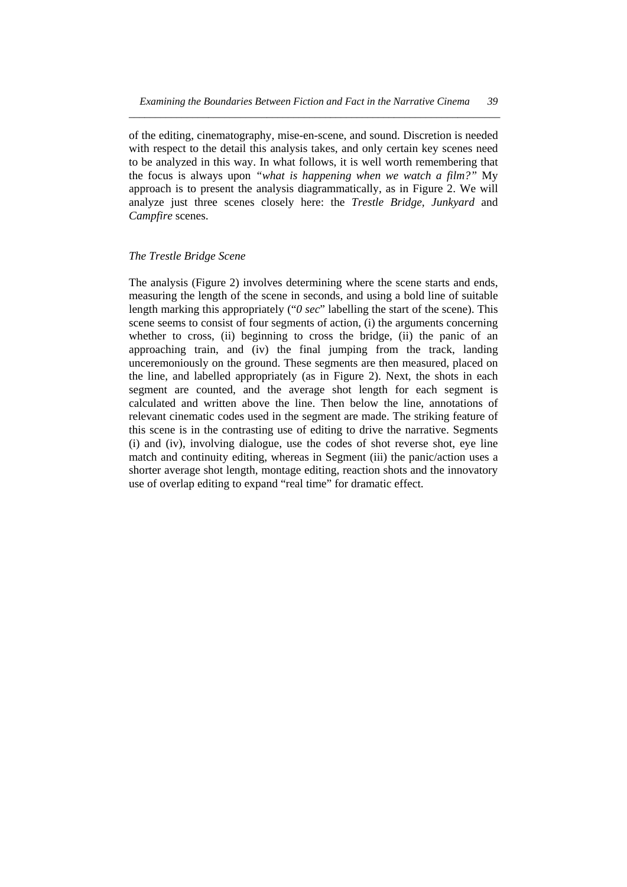of the editing, cinematography, mise-en-scene, and sound. Discretion is needed with respect to the detail this analysis takes, and only certain key scenes need to be analyzed in this way. In what follows, it is well worth remembering that the focus is always upon *"what is happening when we watch a film?"* My approach is to present the analysis diagrammatically, as in Figure 2. We will analyze just three scenes closely here: the *Trestle Bridge*, *Junkyard* and *Campfire* scenes.

### *The Trestle Bridge Scene*

The analysis (Figure 2) involves determining where the scene starts and ends, measuring the length of the scene in seconds, and using a bold line of suitable length marking this appropriately ("*0 sec*" labelling the start of the scene). This scene seems to consist of four segments of action, (i) the arguments concerning whether to cross, (ii) beginning to cross the bridge, (ii) the panic of an approaching train, and (iv) the final jumping from the track, landing unceremoniously on the ground. These segments are then measured, placed on the line, and labelled appropriately (as in Figure 2). Next, the shots in each segment are counted, and the average shot length for each segment is calculated and written above the line. Then below the line, annotations of relevant cinematic codes used in the segment are made. The striking feature of this scene is in the contrasting use of editing to drive the narrative. Segments (i) and (iv), involving dialogue, use the codes of shot reverse shot, eye line match and continuity editing, whereas in Segment (iii) the panic/action uses a shorter average shot length, montage editing, reaction shots and the innovatory use of overlap editing to expand "real time" for dramatic effect.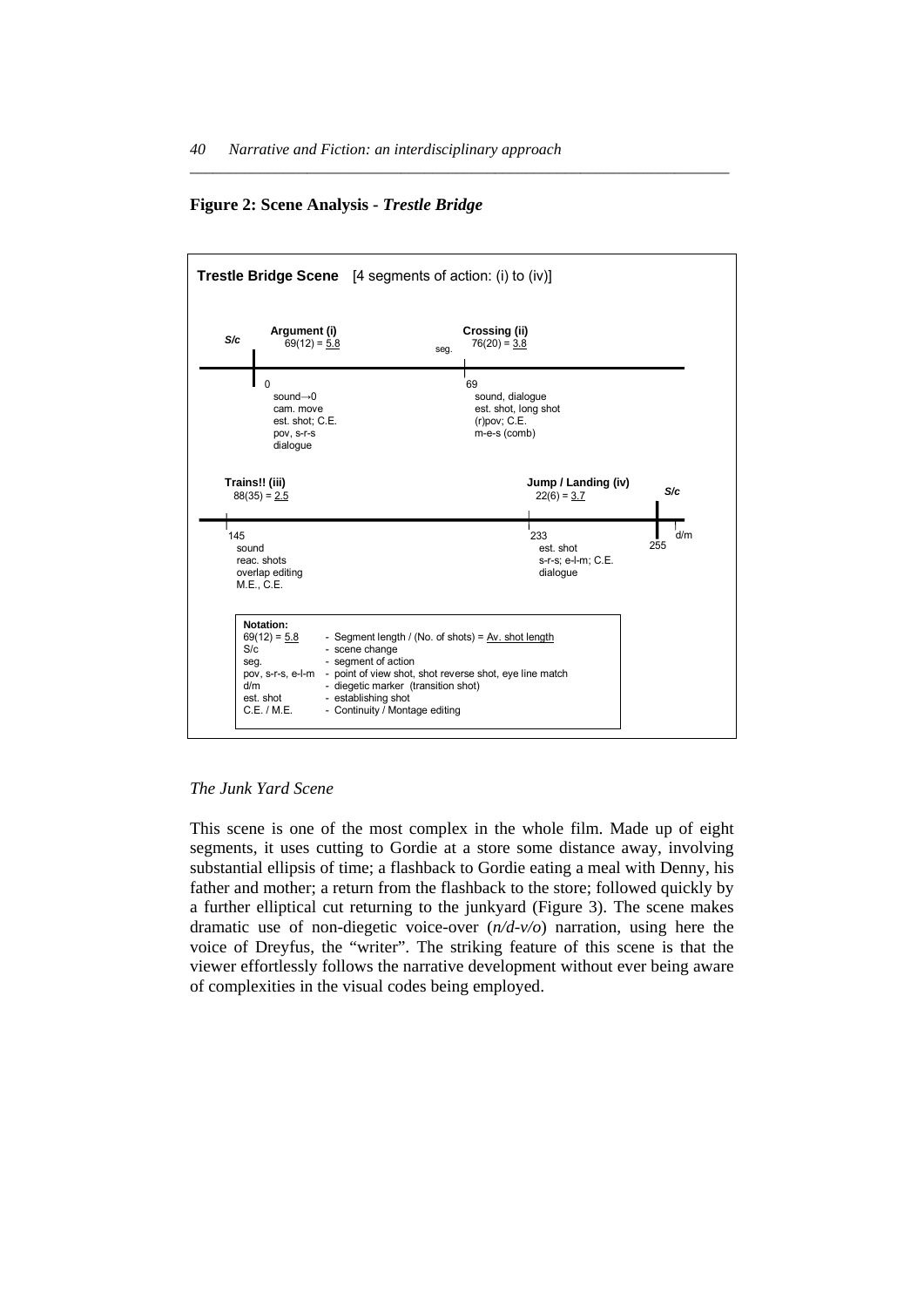**Figure 2: Scene Analysis - *Trestle Bridge***

**Trestle Bridge Scene** [4 segments of action: (i) to (iv)]

*S/c*

**Argument (i)** 69(12) = 5.8

0
sound→0
cam. move
est. shot; C.E.
pov, s-r-s
dialogue

seg.

**Crossing (ii)** 76(20) = 3.8

69
sound, dialogue
est. shot, long shot
(r)pov; C.E.
m-e-s (comb)

**Trains!! (iii)** 88(35) = 2.5

145
sound
reac. shots
overlap editing
M.E., C.E.

**Jump / Landing (iv)** 22(6) = 3.7

233
est. shot
s-r-s; e-l-m; C.E.
dialogue

*S/c*

255

d/m

**Notation:**

| | |
|---|---|
| 69(12) = 5.8 | - Segment length / (No. of shots) = Av. shot length |
| S/c | - scene change |
| seg. | - segment of action |
| pov, s-r-s, e-l-m | - point of view shot, shot reverse shot, eye line match |
| d/m | - diegetic marker (transition shot) |
| est. shot | - establishing shot |
| C.E. / M.E. | - Continuity / Montage editing |

*The Junk Yard Scene*

This scene is one of the most complex in the whole film. Made up of eight segments, it uses cutting to Gordie at a store some distance away, involving substantial ellipsis of time; a flashback to Gordie eating a meal with Denny, his father and mother; a return from the flashback to the store; followed quickly by a further elliptical cut returning to the junkyard (Figure 3). The scene makes dramatic use of non-diegetic voice-over (*n/d-v/o*) narration, using here the voice of Dreyfus, the "writer". The striking feature of this scene is that the viewer effortlessly follows the narrative development without ever being aware of complexities in the visual codes being employed.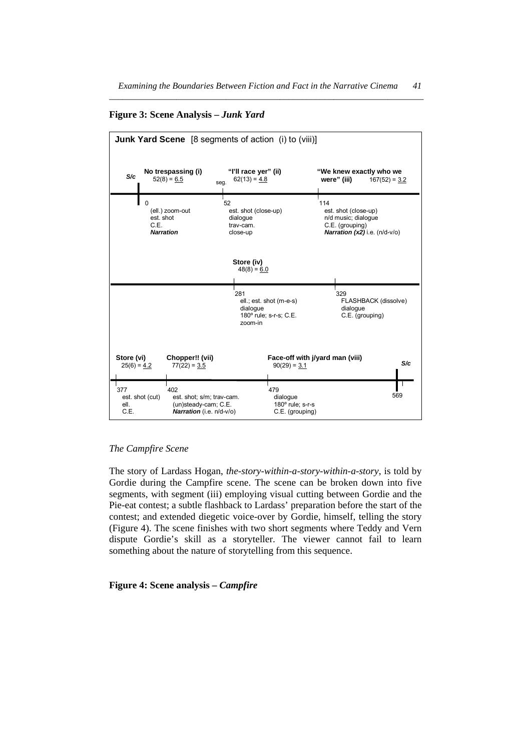**Figure 3: Scene Analysis – *Junk Yard***

**Junk Yard Scene** [8 segments of action (i) to (viii)]

| Segment | Title | Count | Start | Features |
|---|---|---|---|---|
| S/c | | | | |
| (i) | **No trespassing (i)** | 52(8) = <u>6.5</u> | 0 | (ell.) zoom-out; est. shot; C.E.; ***Narration*** |
| (ii) | **"I'll race yer" (ii)** | 62(13) = <u>4.8</u> | 52 | est. shot (close-up); dialogue; trav-cam.; close-up |
| (iii) | **"We knew exactly who we were" (iii)** | 167(52) = <u>3.2</u> | 114 | est. shot (close-up); n/d music; dialogue; C.E. (grouping); ***Narration (x2)*** i.e. (n/d-v/o) |
| (iv) | **Store (iv)** | 48(8) = <u>6.0</u> | 281 | ell.; est. shot (m-e-s); dialogue; 180° rule; s-r-s; C.E.; zoom-in |
| (v) | | | 329 | FLASHBACK (dissolve); dialogue; C.E. (grouping) |
| (vi) | **Store (vi)** | 25(6) = <u>4.2</u> | 377 | est. shot (cut); ell.; C.E. |
| (vii) | **Chopper!! (vii)** | 77(22) = <u>3.5</u> | 402 | est. shot; s/m; trav-cam.; (un)steady-cam; C.E.; ***Narration*** (i.e. n/d-v/o) |
| (viii) | **Face-off with j/yard man (viii)** | 90(29) = <u>3.1</u> | 479 | dialogue; 180° rule; s-r-s; C.E. (grouping) |
| S/c | | | 569 | |

*The Campfire Scene*

The story of Lardass Hogan, *the-story-within-a-story-within-a-story*, is told by Gordie during the Campfire scene. The scene can be broken down into five segments, with segment (iii) employing visual cutting between Gordie and the Pie-eat contest; a subtle flashback to Lardass' preparation before the start of the contest; and extended diegetic voice-over by Gordie, himself, telling the story (Figure 4). The scene finishes with two short segments where Teddy and Vern dispute Gordie's skill as a storyteller. The viewer cannot fail to learn something about the nature of storytelling from this sequence.

**Figure 4: Scene analysis – *Campfire***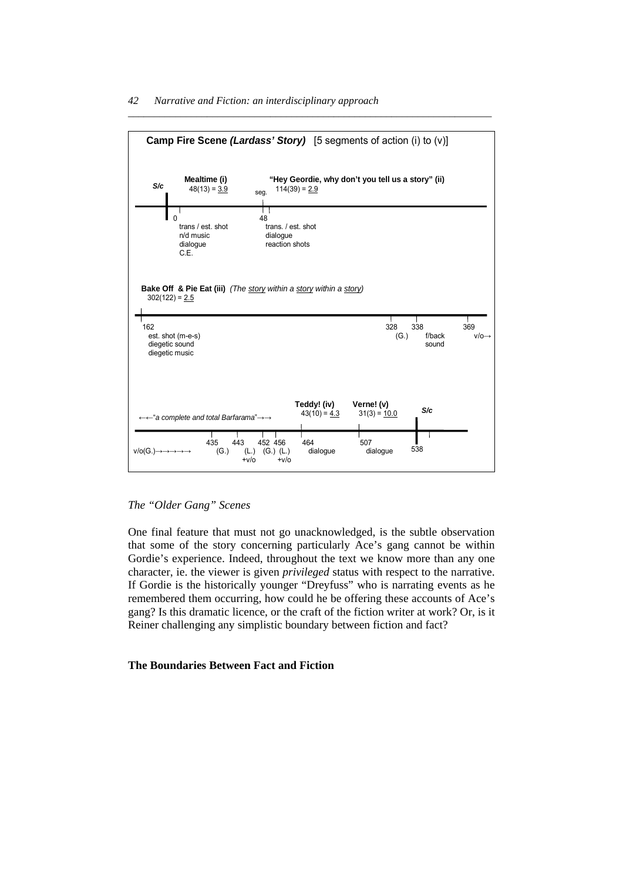**Camp Fire Scene *(Lardass' Story)*** [5 segments of action (i) to (v)]

S/c

**Mealtime (i)**
48(13) = 3.9

0
trans / est. shot
n/d music
dialogue
C.E.

seg.

**"Hey Geordie, why don't you tell us a story" (ii)**
114(39) = 2.9

48
trans. / est. shot
dialogue
reaction shots

**Bake Off & Pie Eat (iii)** *(The story within a story within a story)*
302(122) = 2.5

162
est. shot (m-e-s)
diegetic sound
diegetic music

328 (G.)
338 f/back sound
369 v/o→

←←*"a complete and total Barfarama"*→→

v/o(G.)→→→→→

435 (G.)
443 (L.) +v/o
452 (G.)
456 (L.) +v/o

**Teddy! (iv)**
43(10) = 4.3

464 dialogue

**Verne! (v)**
31(3) = 10.0

507 dialogue

S/c

538

*The "Older Gang" Scenes*

One final feature that must not go unacknowledged, is the subtle observation that some of the story concerning particularly Ace's gang cannot be within Gordie's experience. Indeed, throughout the text we know more than any one character, ie. the viewer is given *privileged* status with respect to the narrative. If Gordie is the historically younger "Dreyfuss" who is narrating events as he remembered them occurring, how could he be offering these accounts of Ace's gang? Is this dramatic licence, or the craft of the fiction writer at work? Or, is it Reiner challenging any simplistic boundary between fiction and fact?

**The Boundaries Between Fact and Fiction**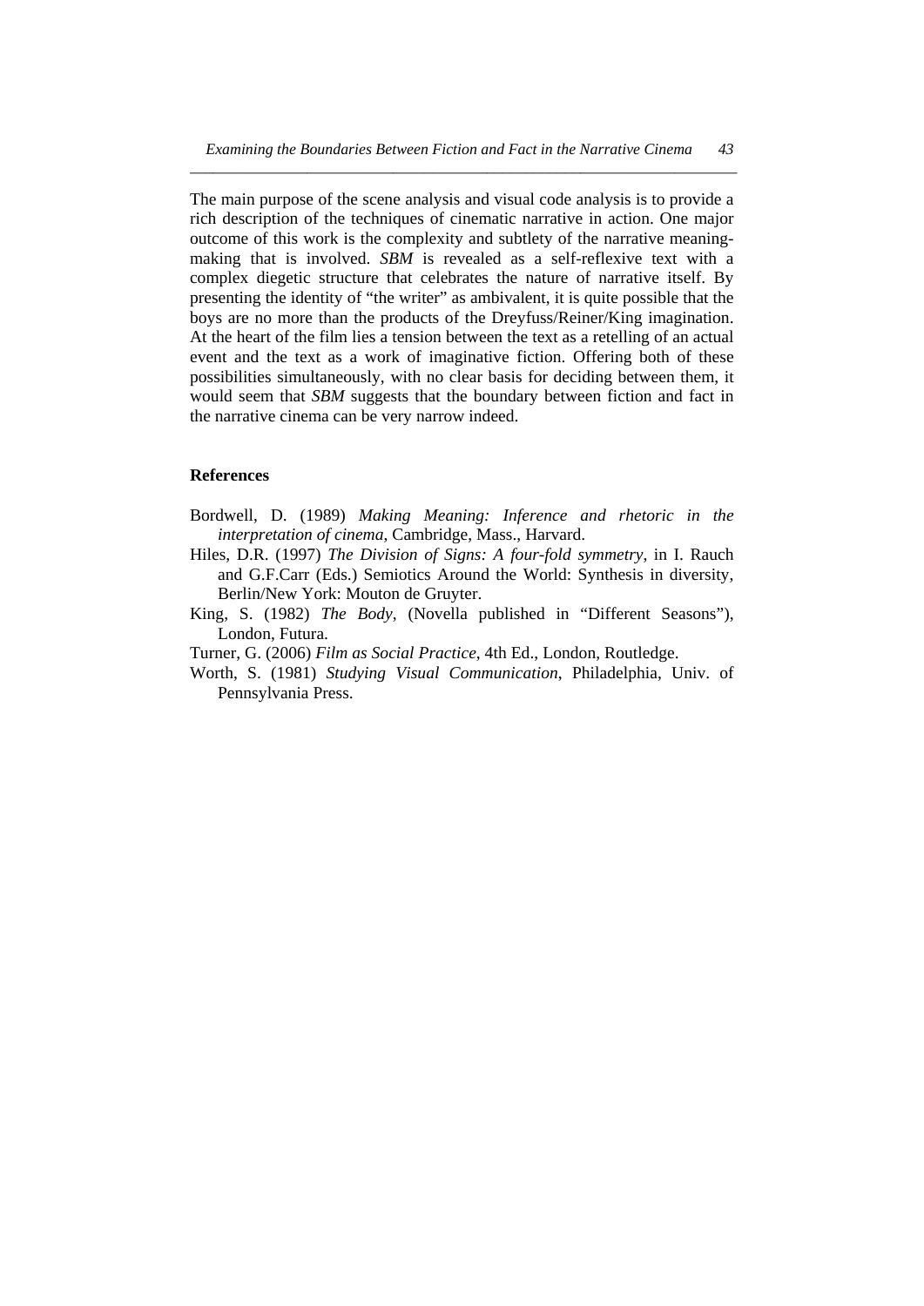The main purpose of the scene analysis and visual code analysis is to provide a rich description of the techniques of cinematic narrative in action. One major outcome of this work is the complexity and subtlety of the narrative meaning-making that is involved. *SBM* is revealed as a self-reflexive text with a complex diegetic structure that celebrates the nature of narrative itself. By presenting the identity of "the writer" as ambivalent, it is quite possible that the boys are no more than the products of the Dreyfuss/Reiner/King imagination. At the heart of the film lies a tension between the text as a retelling of an actual event and the text as a work of imaginative fiction. Offering both of these possibilities simultaneously, with no clear basis for deciding between them, it would seem that *SBM* suggests that the boundary between fiction and fact in the narrative cinema can be very narrow indeed.

## References

Bordwell, D. (1989) *Making Meaning: Inference and rhetoric in the interpretation of cinema*, Cambridge, Mass., Harvard.

Hiles, D.R. (1997) *The Division of Signs: A four-fold symmetry*, in I. Rauch and G.F.Carr (Eds.) Semiotics Around the World: Synthesis in diversity, Berlin/New York: Mouton de Gruyter.

King, S. (1982) *The Body*, (Novella published in "Different Seasons"), London, Futura.

Turner, G. (2006) *Film as Social Practice*, 4th Ed., London, Routledge.

Worth, S. (1981) *Studying Visual Communication*, Philadelphia, Univ. of Pennsylvania Press.